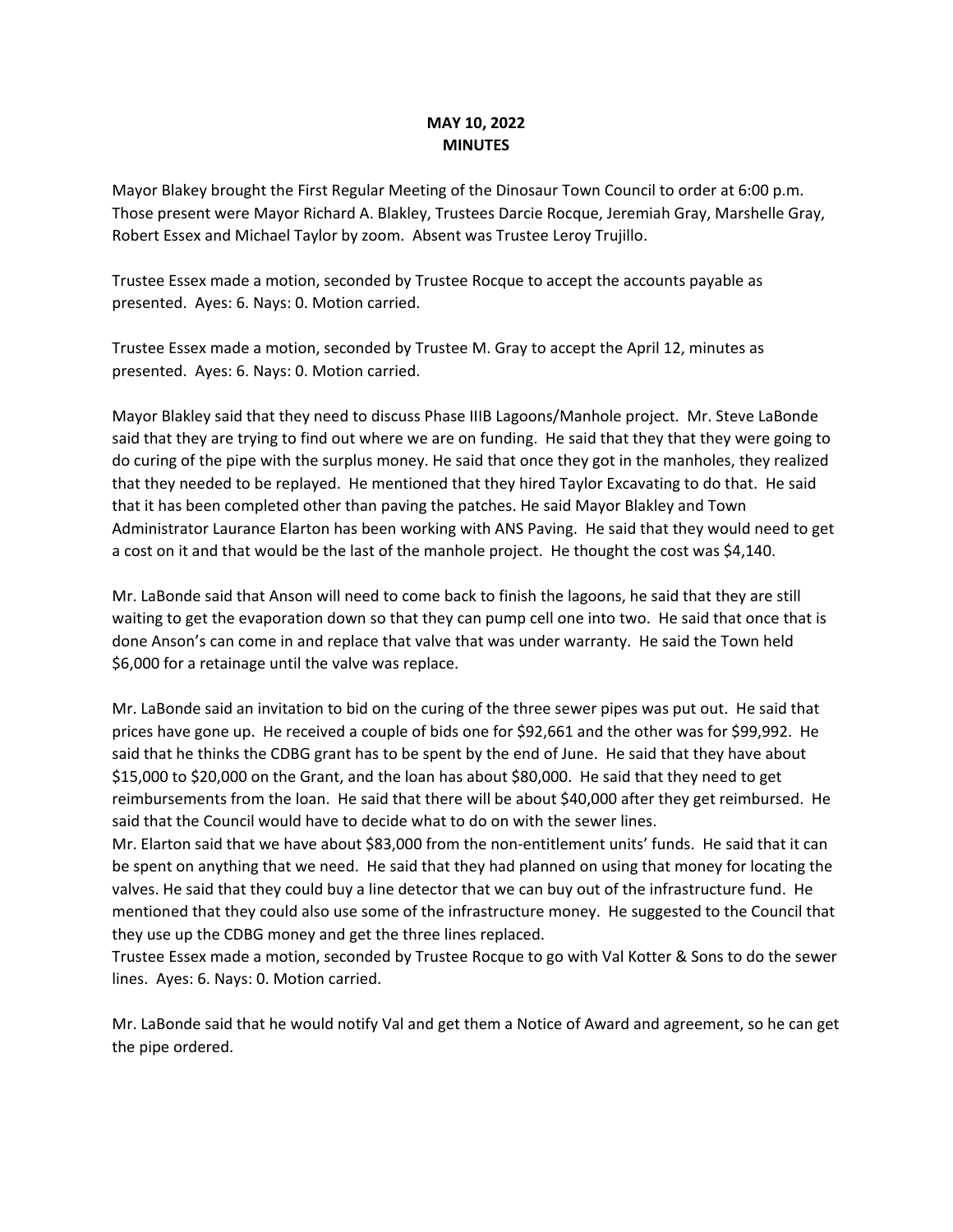**MAY 10, 2022**
**MINUTES**

Mayor Blakey brought the First Regular Meeting of the Dinosaur Town Council to order at 6:00 p.m. Those present were Mayor Richard A. Blakley, Trustees Darcie Rocque, Jeremiah Gray, Marshelle Gray, Robert Essex and Michael Taylor by zoom. Absent was Trustee Leroy Trujillo.

Trustee Essex made a motion, seconded by Trustee Rocque to accept the accounts payable as presented. Ayes: 6. Nays: 0. Motion carried.

Trustee Essex made a motion, seconded by Trustee M. Gray to accept the April 12, minutes as presented. Ayes: 6. Nays: 0. Motion carried.

Mayor Blakley said that they need to discuss Phase IIIB Lagoons/Manhole project. Mr. Steve LaBonde said that they are trying to find out where we are on funding. He said that they that they were going to do curing of the pipe with the surplus money. He said that once they got in the manholes, they realized that they needed to be replayed. He mentioned that they hired Taylor Excavating to do that. He said that it has been completed other than paving the patches. He said Mayor Blakley and Town Administrator Laurance Elarton has been working with ANS Paving. He said that they would need to get a cost on it and that would be the last of the manhole project. He thought the cost was $4,140.

Mr. LaBonde said that Anson will need to come back to finish the lagoons, he said that they are still waiting to get the evaporation down so that they can pump cell one into two. He said that once that is done Anson's can come in and replace that valve that was under warranty. He said the Town held $6,000 for a retainage until the valve was replace.

Mr. LaBonde said an invitation to bid on the curing of the three sewer pipes was put out. He said that prices have gone up. He received a couple of bids one for $92,661 and the other was for $99,992. He said that he thinks the CDBG grant has to be spent by the end of June. He said that they have about $15,000 to $20,000 on the Grant, and the loan has about $80,000. He said that they need to get reimbursements from the loan. He said that there will be about $40,000 after they get reimbursed. He said that the Council would have to decide what to do on with the sewer lines.

Mr. Elarton said that we have about $83,000 from the non-entitlement units' funds. He said that it can be spent on anything that we need. He said that they had planned on using that money for locating the valves. He said that they could buy a line detector that we can buy out of the infrastructure fund. He mentioned that they could also use some of the infrastructure money. He suggested to the Council that they use up the CDBG money and get the three lines replaced.

Trustee Essex made a motion, seconded by Trustee Rocque to go with Val Kotter & Sons to do the sewer lines. Ayes: 6. Nays: 0. Motion carried.

Mr. LaBonde said that he would notify Val and get them a Notice of Award and agreement, so he can get the pipe ordered.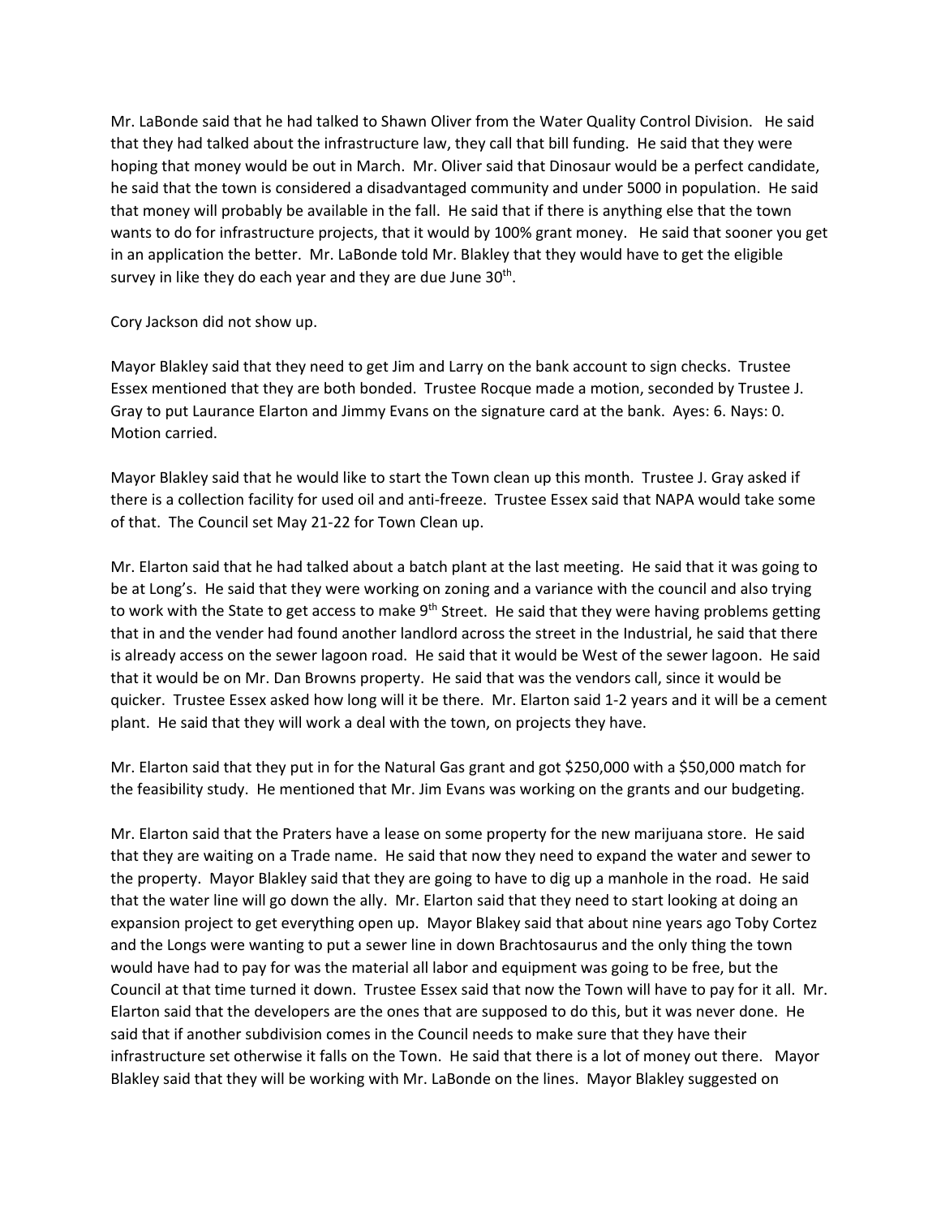Mr. LaBonde said that he had talked to Shawn Oliver from the Water Quality Control Division. He said that they had talked about the infrastructure law, they call that bill funding. He said that they were hoping that money would be out in March. Mr. Oliver said that Dinosaur would be a perfect candidate, he said that the town is considered a disadvantaged community and under 5000 in population. He said that money will probably be available in the fall. He said that if there is anything else that the town wants to do for infrastructure projects, that it would by 100% grant money. He said that sooner you get in an application the better. Mr. LaBonde told Mr. Blakley that they would have to get the eligible survey in like they do each year and they are due June 30th.

Cory Jackson did not show up.

Mayor Blakley said that they need to get Jim and Larry on the bank account to sign checks. Trustee Essex mentioned that they are both bonded. Trustee Rocque made a motion, seconded by Trustee J. Gray to put Laurance Elarton and Jimmy Evans on the signature card at the bank. Ayes: 6. Nays: 0. Motion carried.

Mayor Blakley said that he would like to start the Town clean up this month. Trustee J. Gray asked if there is a collection facility for used oil and anti-freeze. Trustee Essex said that NAPA would take some of that. The Council set May 21-22 for Town Clean up.

Mr. Elarton said that he had talked about a batch plant at the last meeting. He said that it was going to be at Long's. He said that they were working on zoning and a variance with the council and also trying to work with the State to get access to make 9th Street. He said that they were having problems getting that in and the vender had found another landlord across the street in the Industrial, he said that there is already access on the sewer lagoon road. He said that it would be West of the sewer lagoon. He said that it would be on Mr. Dan Browns property. He said that was the vendors call, since it would be quicker. Trustee Essex asked how long will it be there. Mr. Elarton said 1-2 years and it will be a cement plant. He said that they will work a deal with the town, on projects they have.

Mr. Elarton said that they put in for the Natural Gas grant and got $250,000 with a $50,000 match for the feasibility study. He mentioned that Mr. Jim Evans was working on the grants and our budgeting.

Mr. Elarton said that the Praters have a lease on some property for the new marijuana store. He said that they are waiting on a Trade name. He said that now they need to expand the water and sewer to the property. Mayor Blakley said that they are going to have to dig up a manhole in the road. He said that the water line will go down the ally. Mr. Elarton said that they need to start looking at doing an expansion project to get everything open up. Mayor Blakey said that about nine years ago Toby Cortez and the Longs were wanting to put a sewer line in down Brachtosaurus and the only thing the town would have had to pay for was the material all labor and equipment was going to be free, but the Council at that time turned it down. Trustee Essex said that now the Town will have to pay for it all. Mr. Elarton said that the developers are the ones that are supposed to do this, but it was never done. He said that if another subdivision comes in the Council needs to make sure that they have their infrastructure set otherwise it falls on the Town. He said that there is a lot of money out there. Mayor Blakley said that they will be working with Mr. LaBonde on the lines. Mayor Blakley suggested on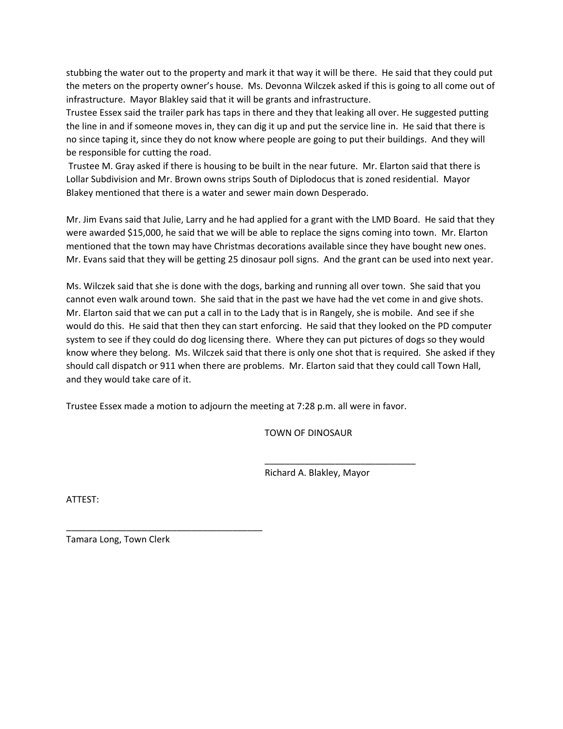stubbing the water out to the property and mark it that way it will be there. He said that they could put the meters on the property owner's house. Ms. Devonna Wilczek asked if this is going to all come out of infrastructure. Mayor Blakley said that it will be grants and infrastructure.
Trustee Essex said the trailer park has taps in there and they that leaking all over. He suggested putting the line in and if someone moves in, they can dig it up and put the service line in. He said that there is no since taping it, since they do not know where people are going to put their buildings. And they will be responsible for cutting the road.
Trustee M. Gray asked if there is housing to be built in the near future. Mr. Elarton said that there is Lollar Subdivision and Mr. Brown owns strips South of Diplodocus that is zoned residential. Mayor Blakey mentioned that there is a water and sewer main down Desperado.

Mr. Jim Evans said that Julie, Larry and he had applied for a grant with the LMD Board. He said that they were awarded $15,000, he said that we will be able to replace the signs coming into town. Mr. Elarton mentioned that the town may have Christmas decorations available since they have bought new ones. Mr. Evans said that they will be getting 25 dinosaur poll signs. And the grant can be used into next year.

Ms. Wilczek said that she is done with the dogs, barking and running all over town. She said that you cannot even walk around town. She said that in the past we have had the vet come in and give shots. Mr. Elarton said that we can put a call in to the Lady that is in Rangely, she is mobile. And see if she would do this. He said that then they can start enforcing. He said that they looked on the PD computer system to see if they could do dog licensing there. Where they can put pictures of dogs so they would know where they belong. Ms. Wilczek said that there is only one shot that is required. She asked if they should call dispatch or 911 when there are problems. Mr. Elarton said that they could call Town Hall, and they would take care of it.

Trustee Essex made a motion to adjourn the meeting at 7:28 p.m. all were in favor.

TOWN OF DINOSAUR

______________________________
Richard A. Blakley, Mayor

ATTEST:

________________________________________
Tamara Long, Town Clerk